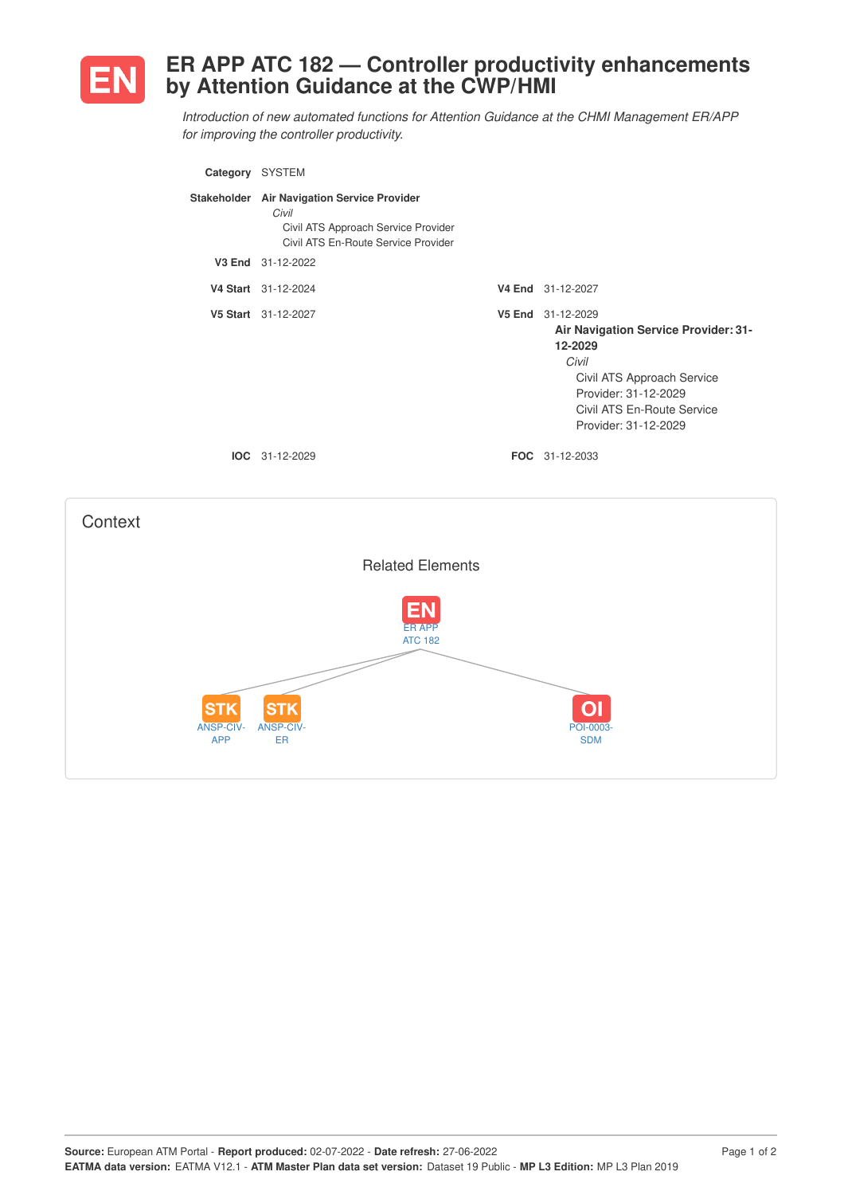# EN ER APP ATC 182 — Controller productivity enhancements by Attention Guidance at the CWP/HMI

*Introduction of new automated functions for Attention Guidance at the CHMI Management ER/APP for improving the controller productivity.*

**Category** SYSTEM

**Stakeholder** **Air Navigation Service Provider**
*Civil*
Civil ATS Approach Service Provider
Civil ATS En-Route Service Provider

**V3 End** 31-12-2022

**V4 Start** 31-12-2024 **V4 End** 31-12-2027

**V5 Start** 31-12-2027 **V5 End** 31-12-2029
**Air Navigation Service Provider: 31-12-2029**
*Civil*
Civil ATS Approach Service Provider: 31-12-2029
Civil ATS En-Route Service Provider: 31-12-2029

**IOC** 31-12-2029 **FOC** 31-12-2033

## Context

### Related Elements

- EN: ER APP ATC 182
  - STK: ANSP-CIV-APP
  - STK: ANSP-CIV-ER
  - OI: POI-0003-SDM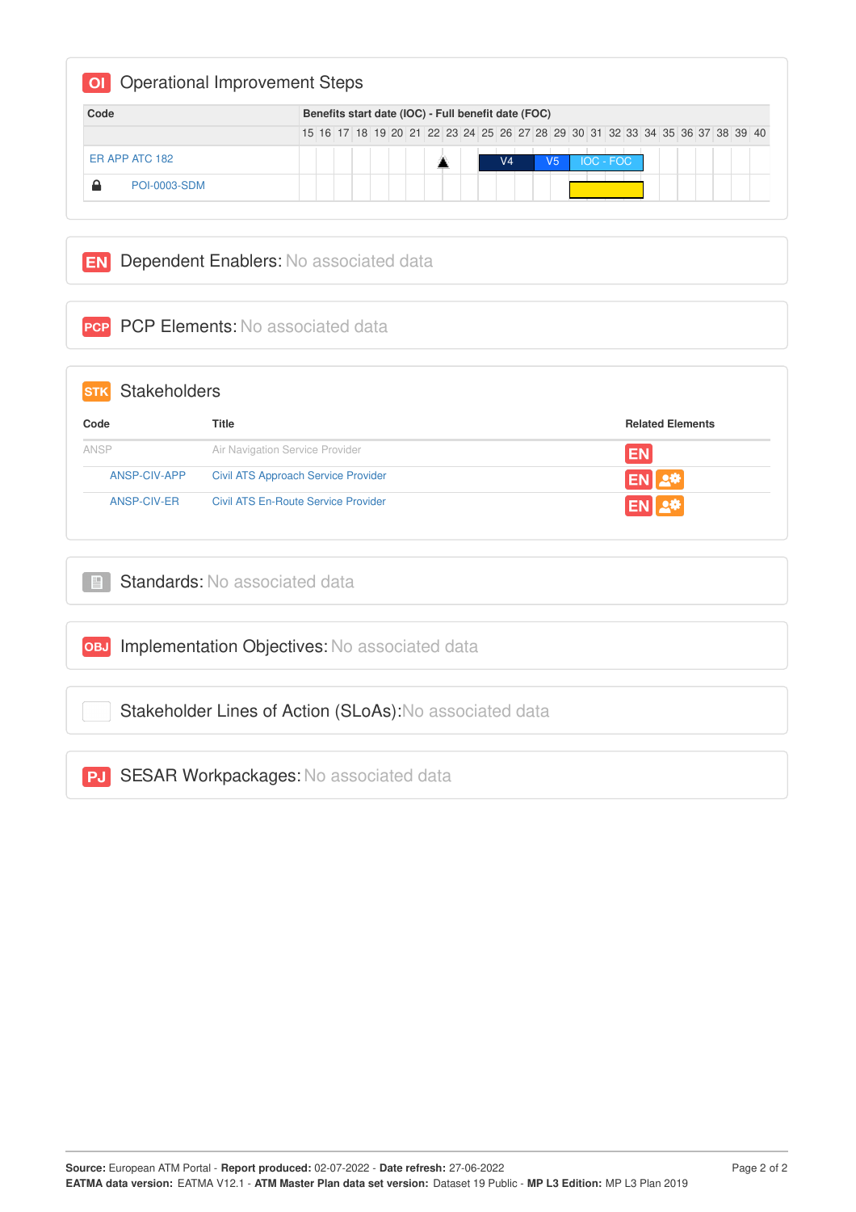## OI Operational Improvement Steps

| Code | Benefits start date (IOC) - Full benefit date (FOC) |
| --- | --- |
| | 15 16 17 18 19 20 21 22 23 24 25 26 27 28 29 30 31 32 33 34 35 36 37 38 39 40 |
| ER APP ATC 182 | ▲ V4 V5 IOC - FOC |
| POI-0003-SDM | |

## EN Dependent Enablers: No associated data

## PCP PCP Elements: No associated data

## STK Stakeholders

| Code | Title | Related Elements |
| --- | --- | --- |
| ANSP | Air Navigation Service Provider | EN |
| ANSP-CIV-APP | Civil ATS Approach Service Provider | EN |
| ANSP-CIV-ER | Civil ATS En-Route Service Provider | EN |

## Standards: No associated data

## OBJ Implementation Objectives: No associated data

## Stakeholder Lines of Action (SLoAs): No associated data

## PJ SESAR Workpackages: No associated data

**Source:** European ATM Portal - **Report produced:** 02-07-2022 - **Date refresh:** 27-06-2022
**EATMA data version:** EATMA V12.1 - **ATM Master Plan data set version:** Dataset 19 Public - **MP L3 Edition:** MP L3 Plan 2019